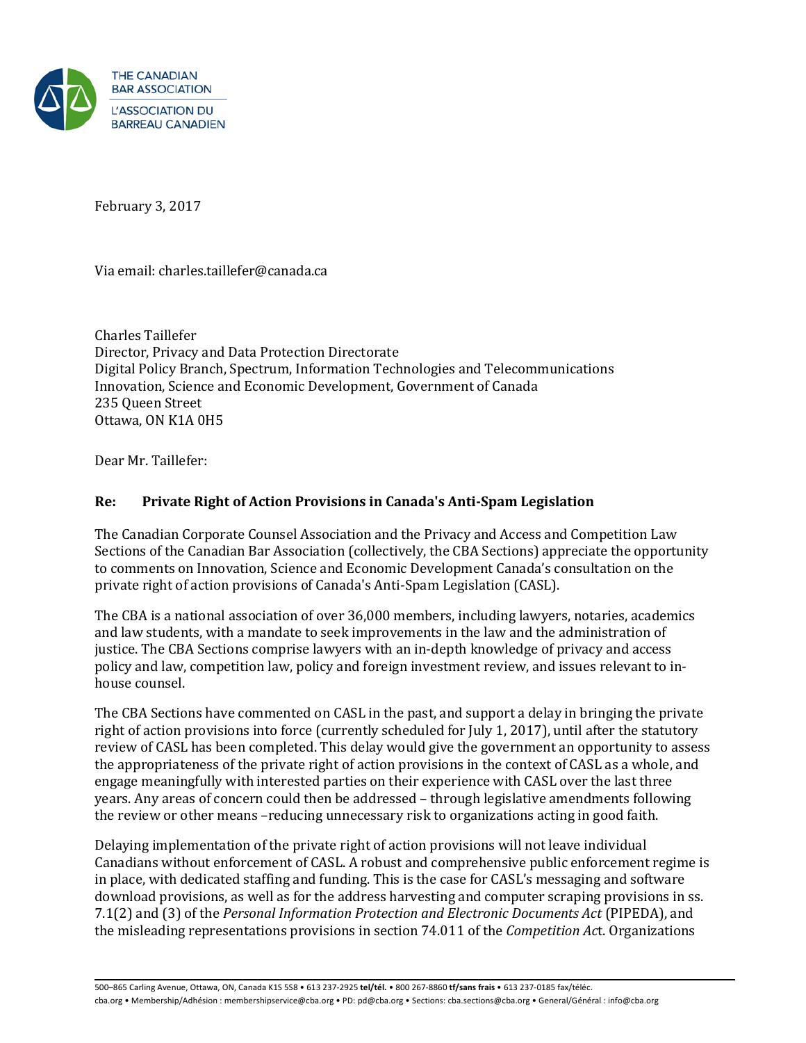THE CANADIAN BAR ASSOCIATION
L'ASSOCIATION DU BARREAU CANADIEN

February 3, 2017

Via email: charles.taillefer@canada.ca

Charles Taillefer
Director, Privacy and Data Protection Directorate
Digital Policy Branch, Spectrum, Information Technologies and Telecommunications
Innovation, Science and Economic Development, Government of Canada
235 Queen Street
Ottawa, ON K1A 0H5

Dear Mr. Taillefer:

**Re: Private Right of Action Provisions in Canada's Anti-Spam Legislation**

The Canadian Corporate Counsel Association and the Privacy and Access and Competition Law Sections of the Canadian Bar Association (collectively, the CBA Sections) appreciate the opportunity to comments on Innovation, Science and Economic Development Canada's consultation on the private right of action provisions of Canada's Anti-Spam Legislation (CASL).

The CBA is a national association of over 36,000 members, including lawyers, notaries, academics and law students, with a mandate to seek improvements in the law and the administration of justice. The CBA Sections comprise lawyers with an in-depth knowledge of privacy and access policy and law, competition law, policy and foreign investment review, and issues relevant to in-house counsel.

The CBA Sections have commented on CASL in the past, and support a delay in bringing the private right of action provisions into force (currently scheduled for July 1, 2017), until after the statutory review of CASL has been completed. This delay would give the government an opportunity to assess the appropriateness of the private right of action provisions in the context of CASL as a whole, and engage meaningfully with interested parties on their experience with CASL over the last three years. Any areas of concern could then be addressed – through legislative amendments following the review or other means –reducing unnecessary risk to organizations acting in good faith.

Delaying implementation of the private right of action provisions will not leave individual Canadians without enforcement of CASL. A robust and comprehensive public enforcement regime is in place, with dedicated staffing and funding. This is the case for CASL's messaging and software download provisions, as well as for the address harvesting and computer scraping provisions in ss. 7.1(2) and (3) of the *Personal Information Protection and Electronic Documents Act* (PIPEDA), and the misleading representations provisions in section 74.011 of the *Competition Act*. Organizations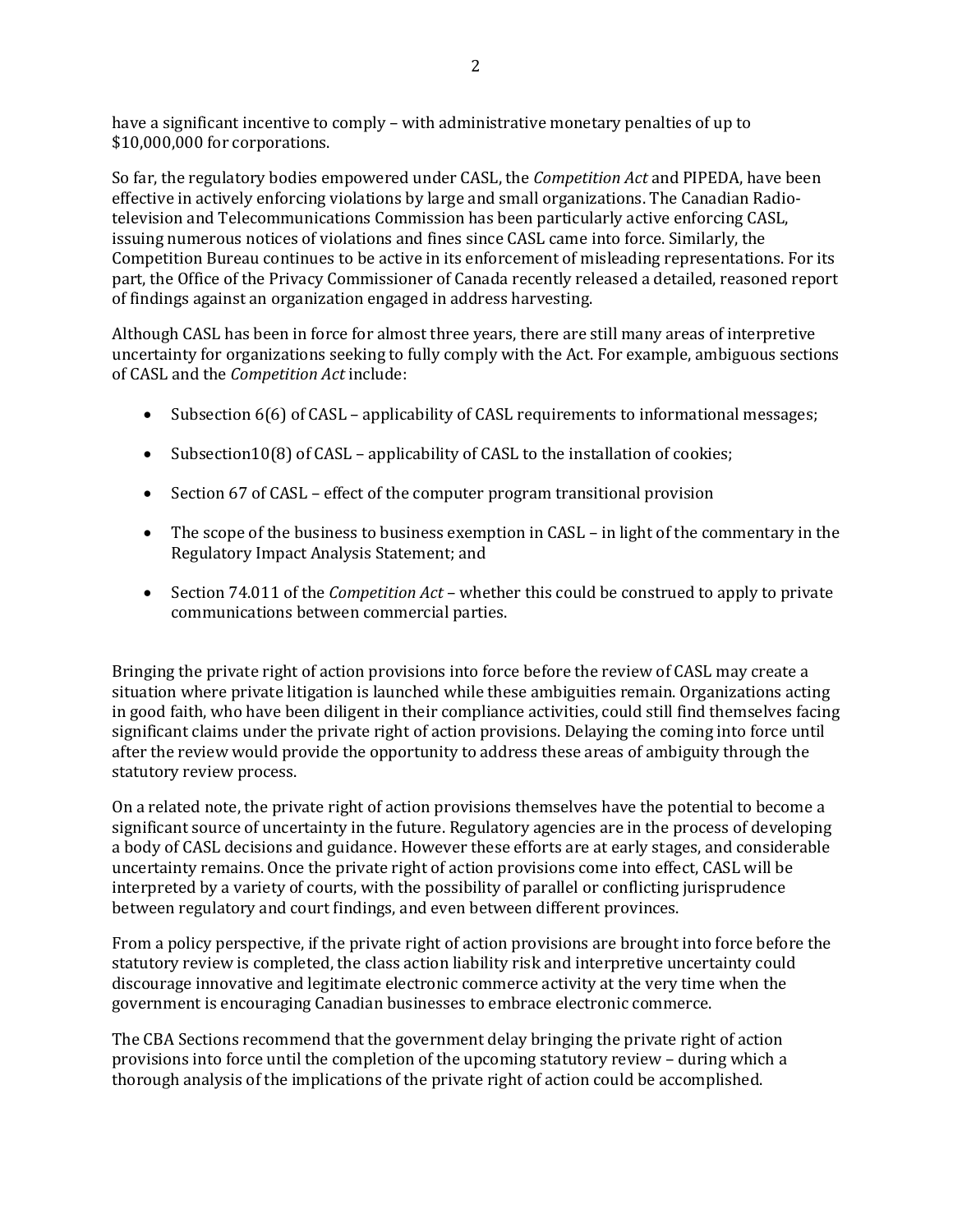have a significant incentive to comply – with administrative monetary penalties of up to $10,000,000 for corporations.

So far, the regulatory bodies empowered under CASL, the *Competition Act* and PIPEDA, have been effective in actively enforcing violations by large and small organizations. The Canadian Radio-television and Telecommunications Commission has been particularly active enforcing CASL, issuing numerous notices of violations and fines since CASL came into force. Similarly, the Competition Bureau continues to be active in its enforcement of misleading representations. For its part, the Office of the Privacy Commissioner of Canada recently released a detailed, reasoned report of findings against an organization engaged in address harvesting.

Although CASL has been in force for almost three years, there are still many areas of interpretive uncertainty for organizations seeking to fully comply with the Act. For example, ambiguous sections of CASL and the *Competition Act* include:

- Subsection 6(6) of CASL – applicability of CASL requirements to informational messages;
- Subsection10(8) of CASL – applicability of CASL to the installation of cookies;
- Section 67 of CASL – effect of the computer program transitional provision
- The scope of the business to business exemption in CASL – in light of the commentary in the Regulatory Impact Analysis Statement; and
- Section 74.011 of the *Competition Act* – whether this could be construed to apply to private communications between commercial parties.

Bringing the private right of action provisions into force before the review of CASL may create a situation where private litigation is launched while these ambiguities remain. Organizations acting in good faith, who have been diligent in their compliance activities, could still find themselves facing significant claims under the private right of action provisions. Delaying the coming into force until after the review would provide the opportunity to address these areas of ambiguity through the statutory review process.

On a related note, the private right of action provisions themselves have the potential to become a significant source of uncertainty in the future. Regulatory agencies are in the process of developing a body of CASL decisions and guidance. However these efforts are at early stages, and considerable uncertainty remains. Once the private right of action provisions come into effect, CASL will be interpreted by a variety of courts, with the possibility of parallel or conflicting jurisprudence between regulatory and court findings, and even between different provinces.

From a policy perspective, if the private right of action provisions are brought into force before the statutory review is completed, the class action liability risk and interpretive uncertainty could discourage innovative and legitimate electronic commerce activity at the very time when the government is encouraging Canadian businesses to embrace electronic commerce.

The CBA Sections recommend that the government delay bringing the private right of action provisions into force until the completion of the upcoming statutory review – during which a thorough analysis of the implications of the private right of action could be accomplished.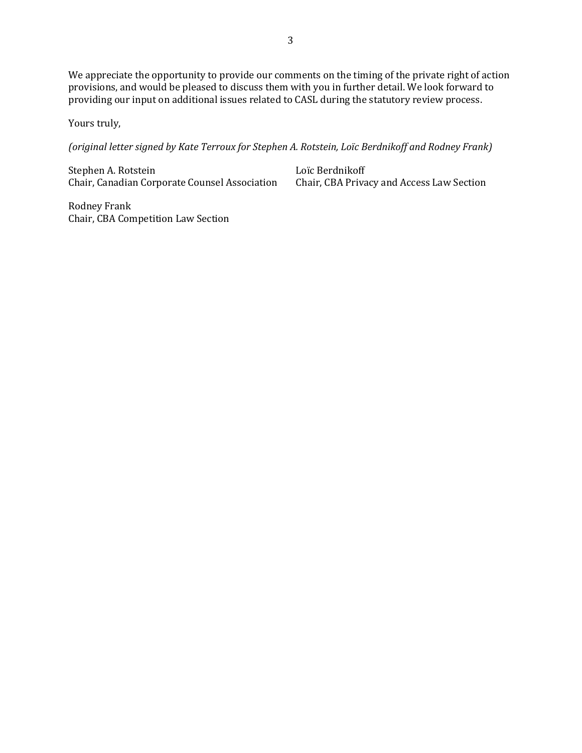We appreciate the opportunity to provide our comments on the timing of the private right of action provisions, and would be pleased to discuss them with you in further detail. We look forward to providing our input on additional issues related to CASL during the statutory review process.

Yours truly,

*(original letter signed by Kate Terroux for Stephen A. Rotstein, Loïc Berdnikoff and Rodney Frank)*

Stephen A. Rotstein
Chair, Canadian Corporate Counsel Association

Loïc Berdnikoff
Chair, CBA Privacy and Access Law Section

Rodney Frank
Chair, CBA Competition Law Section